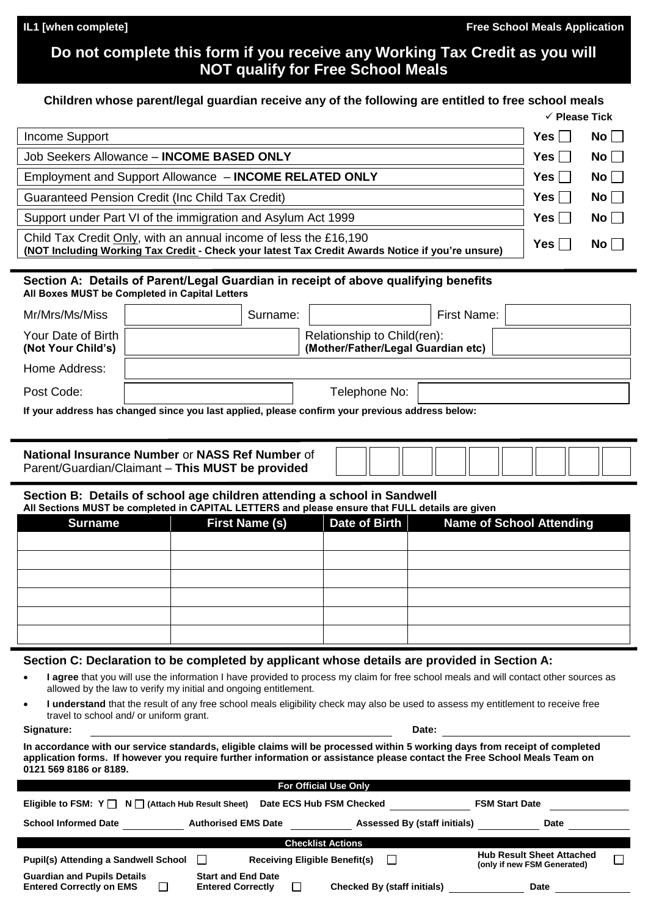IL1 [when complete] **Free School Meals Application**

# Do not complete this form if you receive any Working Tax Credit as you will NOT qualify for Free School Meals

**Children whose parent/legal guardian receive any of the following are entitled to free school meals**

| | ✓ Please Tick | |
|---|---|---|
| Income Support | Yes ☐ | No ☐ |
| Job Seekers Allowance – **INCOME BASED ONLY** | Yes ☐ | No ☐ |
| Employment and Support Allowance – **INCOME RELATED ONLY** | Yes ☐ | No ☐ |
| Guaranteed Pension Credit (Inc Child Tax Credit) | Yes ☐ | No ☐ |
| Support under Part VI of the immigration and Asylum Act 1999 | Yes ☐ | No ☐ |
| Child Tax Credit Only, with an annual income of less the £16,190 **(NOT Including Working Tax Credit - Check your latest Tax Credit Awards Notice if you're unsure)** | Yes ☐ | No ☐ |

## Section A: Details of Parent/Legal Guardian in receipt of above qualifying benefits

**All Boxes MUST be Completed in Capital Letters**

| | | | | | |
|---|---|---|---|---|---|
| Mr/Mrs/Ms/Miss | | Surname: | | First Name: | |
| Your Date of Birth **(Not Your Child's)** | | Relationship to Child(ren): **(Mother/Father/Legal Guardian etc)** | | | |
| Home Address: | | | | | |
| Post Code: | | Telephone No: | | | |

**If your address has changed since you last applied, please confirm your previous address below:**

**National Insurance Number** or **NASS Ref Number** of Parent/Guardian/Claimant – **This MUST be provided**

| | | | | | | | | |
|---|---|---|---|---|---|---|---|---|
| | | | | | | | | |

## Section B: Details of school age children attending a school in Sandwell

**All Sections MUST be completed in CAPITAL LETTERS and please ensure that FULL details are given**

| Surname | First Name (s) | Date of Birth | Name of School Attending |
|---|---|---|---|
| | | | |
| | | | |
| | | | |
| | | | |
| | | | |
| | | | |

## Section C: Declaration to be completed by applicant whose details are provided in Section A:

- **I agree** that you will use the information I have provided to process my claim for free school meals and will contact other sources as allowed by the law to verify my initial and ongoing entitlement.
- **I understand** that the result of any free school meals eligibility check may also be used to assess my entitlement to receive free travel to school and/ or uniform grant.

**Signature:** ______________________ **Date:** ______________

**In accordance with our service standards, eligible claims will be processed within 5 working days from receipt of completed application forms. If however you require further information or assistance please contact the Free School Meals Team on 0121 569 8186 or 8189.**

**For Official Use Only**

**Eligible to FSM: Y** ☐ **N** ☐ **(Attach Hub Result Sheet)** **Date ECS Hub FSM Checked** ________ **FSM Start Date** ________

**School Informed Date** ________ **Authorised EMS Date** ________ **Assessed By (staff initials)** ________ **Date** ________

**Checklist Actions**

**Pupil(s) Attending a Sandwell School** ☐ **Receiving Eligible Benefit(s)** ☐ **Hub Result Sheet Attached (only if new FSM Generated)** ☐

**Guardian and Pupils Details Entered Correctly on EMS** ☐ **Start and End Date Entered Correctly** ☐ **Checked By (staff initials)** ________ **Date** ________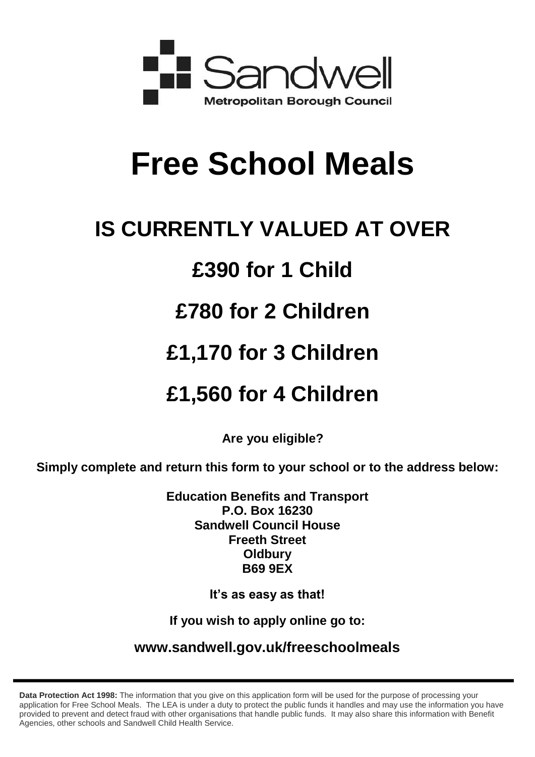Sandwell
Metropolitan Borough Council

# Free School Meals

## IS CURRENTLY VALUED AT OVER

## £390 for 1 Child

## £780 for 2 Children

## £1,170 for 3 Children

## £1,560 for 4 Children

**Are you eligible?**

**Simply complete and return this form to your school or to the address below:**

**Education Benefits and Transport**
**P.O. Box 16230**
**Sandwell Council House**
**Freeth Street**
**Oldbury**
**B69 9EX**

**It's as easy as that!**

**If you wish to apply online go to:**

**www.sandwell.gov.uk/freeschoolmeals**

---

**Data Protection Act 1998:** The information that you give on this application form will be used for the purpose of processing your application for Free School Meals. The LEA is under a duty to protect the public funds it handles and may use the information you have provided to prevent and detect fraud with other organisations that handle public funds. It may also share this information with Benefit Agencies, other schools and Sandwell Child Health Service.